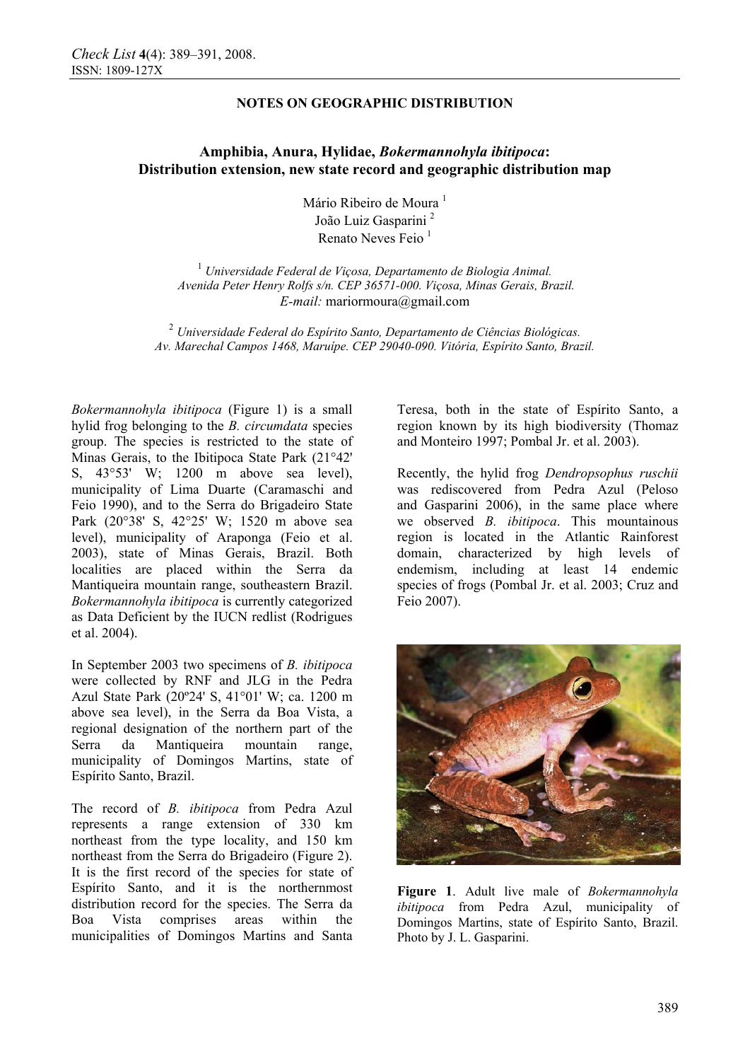## NOTES ON GEOGRAPHIC DISTRIBUTION

# Amphibia, Anura, Hylidae, *Bokermannohyla ibitipoca*: Distribution extension, new state record and geographic distribution map

Mário Ribeiro de Moura [1]
João Luiz Gasparini [2]
Renato Neves Feio [1]

[1] *Universidade Federal de Viçosa, Departamento de Biologia Animal. Avenida Peter Henry Rolfs s/n. CEP 36571-000. Viçosa, Minas Gerais, Brazil.*
*E-mail:* mariormoura@gmail.com

[2] *Universidade Federal do Espírito Santo, Departamento de Ciências Biológicas. Av. Marechal Campos 1468, Maruípe. CEP 29040-090. Vitória, Espírito Santo, Brazil.*

*Bokermannohyla ibitipoca* (Figure 1) is a small hylid frog belonging to the *B. circumdata* species group. The species is restricted to the state of Minas Gerais, to the Ibitipoca State Park (21°42' S, 43°53' W; 1200 m above sea level), municipality of Lima Duarte (Caramaschi and Feio 1990), and to the Serra do Brigadeiro State Park (20°38' S, 42°25' W; 1520 m above sea level), municipality of Araponga (Feio et al. 2003), state of Minas Gerais, Brazil. Both localities are placed within the Serra da Mantiqueira mountain range, southeastern Brazil. *Bokermannohyla ibitipoca* is currently categorized as Data Deficient by the IUCN redlist (Rodrigues et al. 2004).

In September 2003 two specimens of *B. ibitipoca* were collected by RNF and JLG in the Pedra Azul State Park (20º24' S, 41°01' W; ca. 1200 m above sea level), in the Serra da Boa Vista, a regional designation of the northern part of the Serra da Mantiqueira mountain range, municipality of Domingos Martins, state of Espírito Santo, Brazil.

The record of *B. ibitipoca* from Pedra Azul represents a range extension of 330 km northeast from the type locality, and 150 km northeast from the Serra do Brigadeiro (Figure 2). It is the first record of the species for state of Espírito Santo, and it is the northernmost distribution record for the species. The Serra da Boa Vista comprises areas within the municipalities of Domingos Martins and Santa Teresa, both in the state of Espírito Santo, a region known by its high biodiversity (Thomaz and Monteiro 1997; Pombal Jr. et al. 2003).

Recently, the hylid frog *Dendropsophus ruschii* was rediscovered from Pedra Azul (Peloso and Gasparini 2006), in the same place where we observed *B. ibitipoca*. This mountainous region is located in the Atlantic Rainforest domain, characterized by high levels of endemism, including at least 14 endemic species of frogs (Pombal Jr. et al. 2003; Cruz and Feio 2007).

**Figure 1**. Adult live male of *Bokermannohyla ibitipoca* from Pedra Azul, municipality of Domingos Martins, state of Espírito Santo, Brazil. Photo by J. L. Gasparini.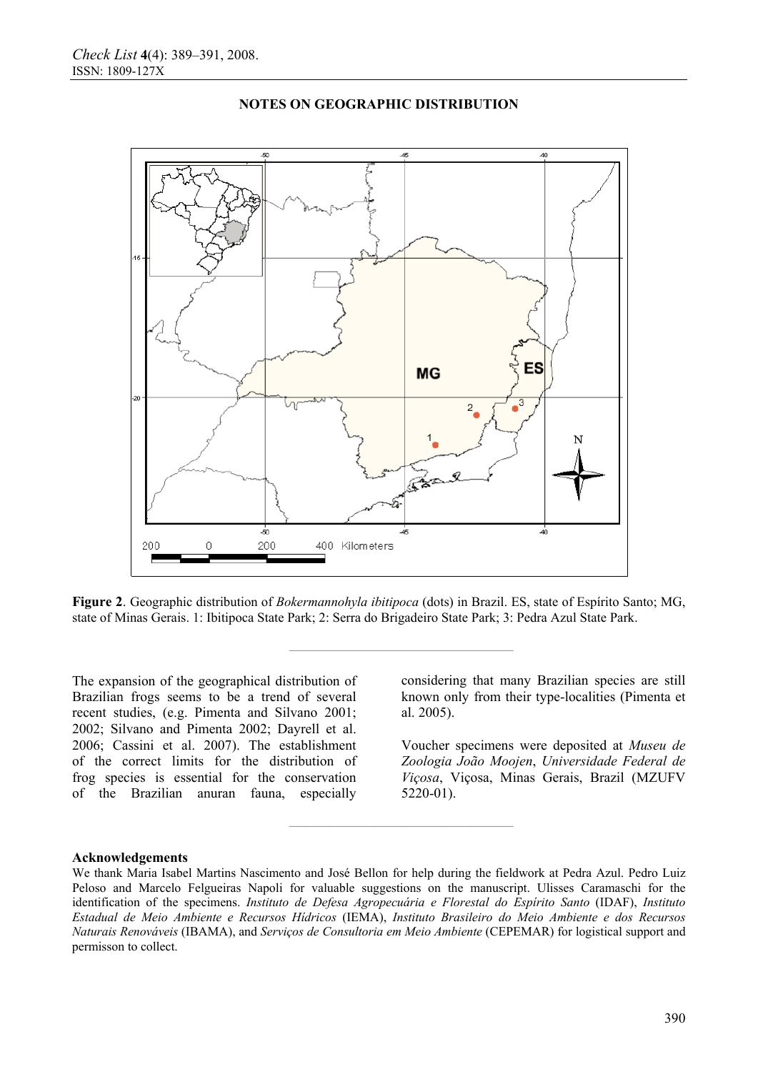## NOTES ON GEOGRAPHIC DISTRIBUTION

**Figure 2**. Geographic distribution of *Bokermannohyla ibitipoca* (dots) in Brazil. ES, state of Espírito Santo; MG, state of Minas Gerais. 1: Ibitipoca State Park; 2: Serra do Brigadeiro State Park; 3: Pedra Azul State Park.

---

The expansion of the geographical distribution of Brazilian frogs seems to be a trend of several recent studies, (e.g. Pimenta and Silvano 2001; 2002; Silvano and Pimenta 2002; Dayrell et al. 2006; Cassini et al. 2007). The establishment of the correct limits for the distribution of frog species is essential for the conservation of the Brazilian anuran fauna, especially considering that many Brazilian species are still known only from their type-localities (Pimenta et al. 2005).

Voucher specimens were deposited at *Museu de Zoologia João Moojen*, *Universidade Federal de Viçosa*, Viçosa, Minas Gerais, Brazil (MZUFV 5220-01).

---

**Acknowledgements**

We thank Maria Isabel Martins Nascimento and José Bellon for help during the fieldwork at Pedra Azul. Pedro Luiz Peloso and Marcelo Felgueiras Napoli for valuable suggestions on the manuscript. Ulisses Caramaschi for the identification of the specimens. *Instituto de Defesa Agropecuária e Florestal do Espírito Santo* (IDAF), *Instituto Estadual de Meio Ambiente e Recursos Hídricos* (IEMA), *Instituto Brasileiro do Meio Ambiente e dos Recursos Naturais Renováveis* (IBAMA), and *Serviços de Consultoria em Meio Ambiente* (CEPEMAR) for logistical support and permisson to collect.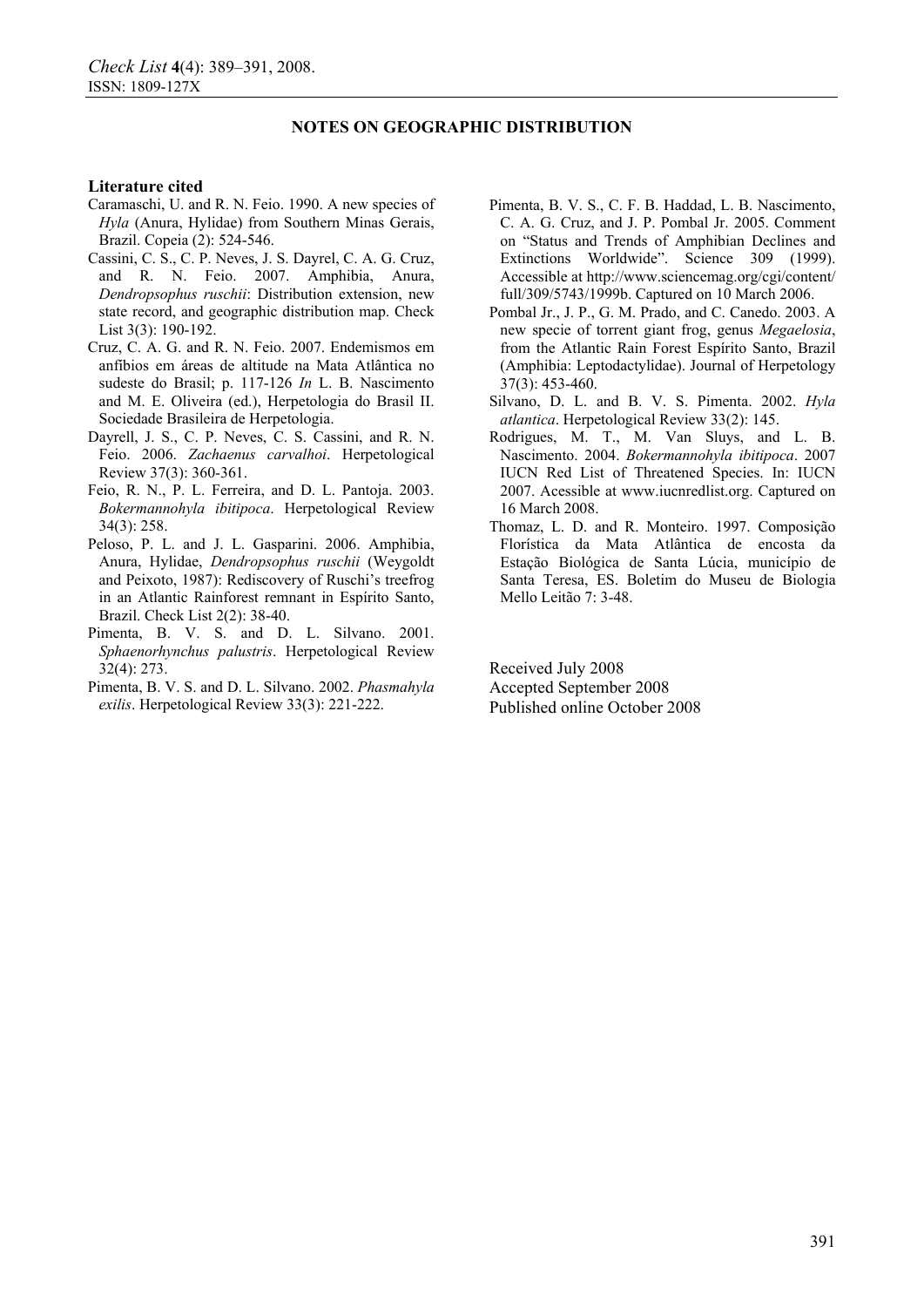**NOTES ON GEOGRAPHIC DISTRIBUTION**

## Literature cited

Caramaschi, U. and R. N. Feio. 1990. A new species of *Hyla* (Anura, Hylidae) from Southern Minas Gerais, Brazil. Copeia (2): 524-546.

Cassini, C. S., C. P. Neves, J. S. Dayrel, C. A. G. Cruz, and R. N. Feio. 2007. Amphibia, Anura, *Dendropsophus ruschii*: Distribution extension, new state record, and geographic distribution map. Check List 3(3): 190-192.

Cruz, C. A. G. and R. N. Feio. 2007. Endemismos em anfíbios em áreas de altitude na Mata Atlântica no sudeste do Brasil; p. 117-126 *In* L. B. Nascimento and M. E. Oliveira (ed.), Herpetologia do Brasil II. Sociedade Brasileira de Herpetologia.

Dayrell, J. S., C. P. Neves, C. S. Cassini, and R. N. Feio. 2006. *Zachaenus carvalhoi*. Herpetological Review 37(3): 360-361.

Feio, R. N., P. L. Ferreira, and D. L. Pantoja. 2003. *Bokermannohyla ibitipoca*. Herpetological Review 34(3): 258.

Peloso, P. L. and J. L. Gasparini. 2006. Amphibia, Anura, Hylidae, *Dendropsophus ruschii* (Weygoldt and Peixoto, 1987): Rediscovery of Ruschi's treefrog in an Atlantic Rainforest remnant in Espírito Santo, Brazil. Check List 2(2): 38-40.

Pimenta, B. V. S. and D. L. Silvano. 2001. *Sphaenorhynchus palustris*. Herpetological Review 32(4): 273.

Pimenta, B. V. S. and D. L. Silvano. 2002. *Phasmahyla exilis*. Herpetological Review 33(3): 221-222.

Pimenta, B. V. S., C. F. B. Haddad, L. B. Nascimento, C. A. G. Cruz, and J. P. Pombal Jr. 2005. Comment on "Status and Trends of Amphibian Declines and Extinctions Worldwide". Science 309 (1999). Accessible at http://www.sciencemag.org/cgi/content/full/309/5743/1999b. Captured on 10 March 2006.

Pombal Jr., J. P., G. M. Prado, and C. Canedo. 2003. A new specie of torrent giant frog, genus *Megaelosia*, from the Atlantic Rain Forest Espírito Santo, Brazil (Amphibia: Leptodactylidae). Journal of Herpetology 37(3): 453-460.

Silvano, D. L. and B. V. S. Pimenta. 2002. *Hyla atlantica*. Herpetological Review 33(2): 145.

Rodrigues, M. T., M. Van Sluys, and L. B. Nascimento. 2004. *Bokermannohyla ibitipoca*. 2007 IUCN Red List of Threatened Species. In: IUCN 2007. Acessible at www.iucnredlist.org. Captured on 16 March 2008.

Thomaz, L. D. and R. Monteiro. 1997. Composição Florística da Mata Atlântica de encosta da Estação Biológica de Santa Lúcia, município de Santa Teresa, ES. Boletim do Museu de Biologia Mello Leitão 7: 3-48.

Received July 2008
Accepted September 2008
Published online October 2008